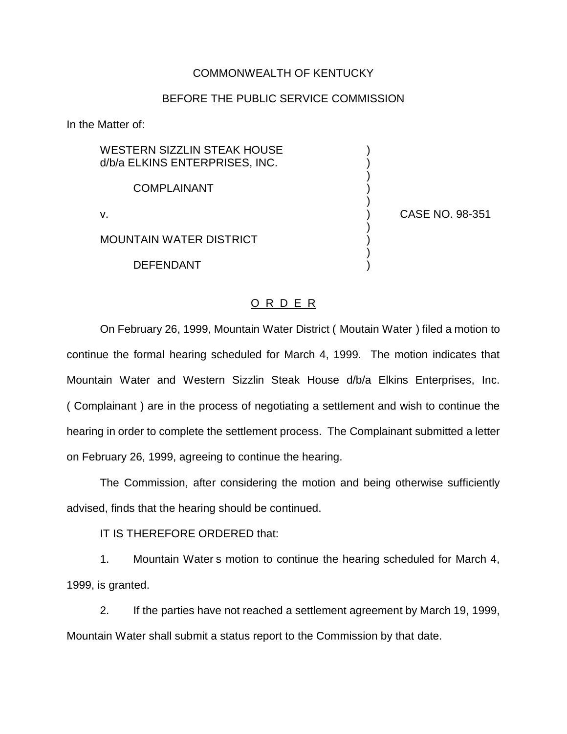COMMONWEALTH OF KENTUCKY

BEFORE THE PUBLIC SERVICE COMMISSION

In the Matter of:

| | | |
|---|---|---|
| WESTERN SIZZLIN STEAK HOUSE d/b/a ELKINS ENTERPRISES, INC. | ) | |
| COMPLAINANT | ) | |
| v. | ) | CASE NO. 98-351 |
| MOUNTAIN WATER DISTRICT | ) | |
| DEFENDANT | ) | |

O R D E R

On February 26, 1999, Mountain Water District ( Moutain Water ) filed a motion to continue the formal hearing scheduled for March 4, 1999. The motion indicates that Mountain Water and Western Sizzlin Steak House d/b/a Elkins Enterprises, Inc. ( Complainant ) are in the process of negotiating a settlement and wish to continue the hearing in order to complete the settlement process. The Complainant submitted a letter on February 26, 1999, agreeing to continue the hearing.

The Commission, after considering the motion and being otherwise sufficiently advised, finds that the hearing should be continued.

IT IS THEREFORE ORDERED that:

1. Mountain Water s motion to continue the hearing scheduled for March 4, 1999, is granted.

2. If the parties have not reached a settlement agreement by March 19, 1999, Mountain Water shall submit a status report to the Commission by that date.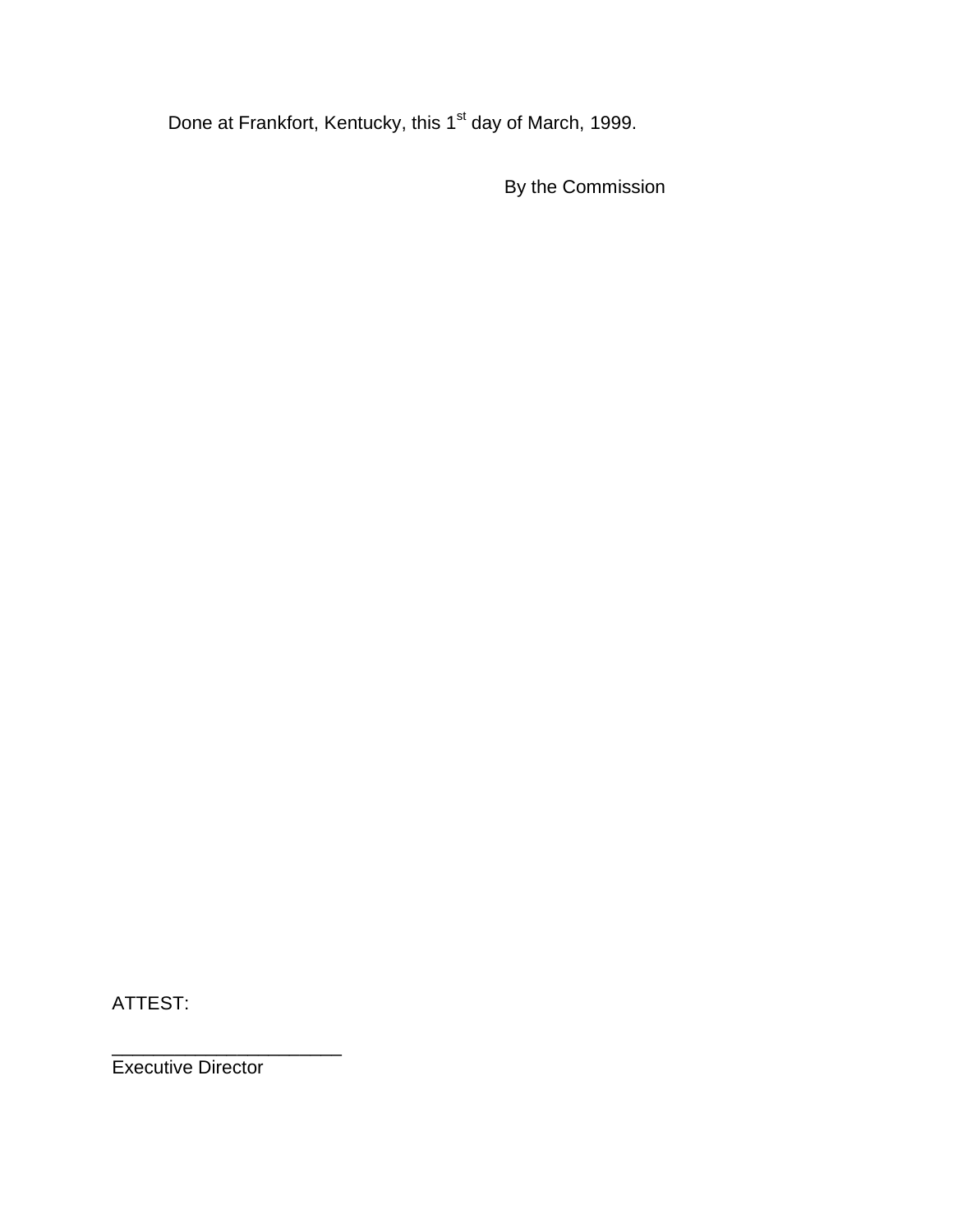Done at Frankfort, Kentucky, this 1st day of March, 1999.

By the Commission

ATTEST:

______________________
Executive Director